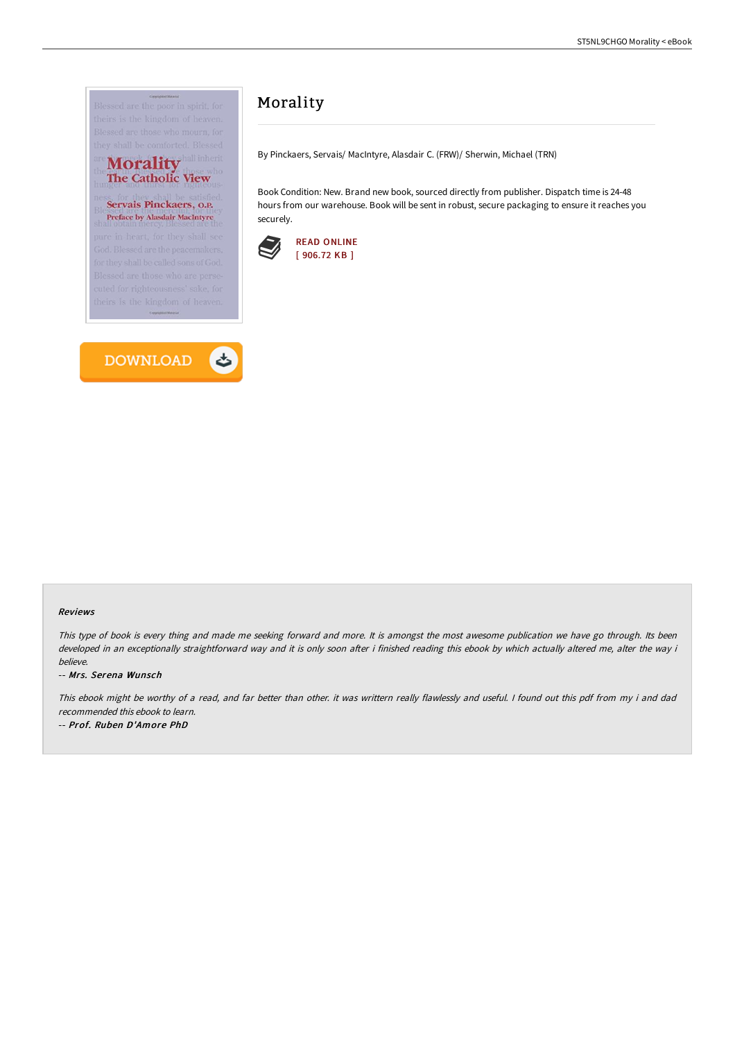# Morality

By Pinckaers, Servais/ MacIntyre, Alasdair C. (FRW)/ Sherwin, Michael (TRN)

Book Condition: New. Brand new book, sourced directly from publisher. Dispatch time is 24-48 hours from our warehouse. Book will be sent in robust, secure packaging to ensure it reaches you securely.

READ ONLINE
[ 906.72 KB ]

DOWNLOAD

#### Reviews

*This type of book is every thing and made me seeking forward and more. It is amongst the most awesome publication we have go through. Its been developed in an exceptionally straightforward way and it is only soon after i finished reading this ebook by which actually altered me, alter the way i believe.*

*-- Mrs. Serena Wunsch*

*This ebook might be worthy of a read, and far better than other. it was writtern really flawlessly and useful. I found out this pdf from my i and dad recommended this ebook to learn.*

*-- Prof. Ruben D'Amore PhD*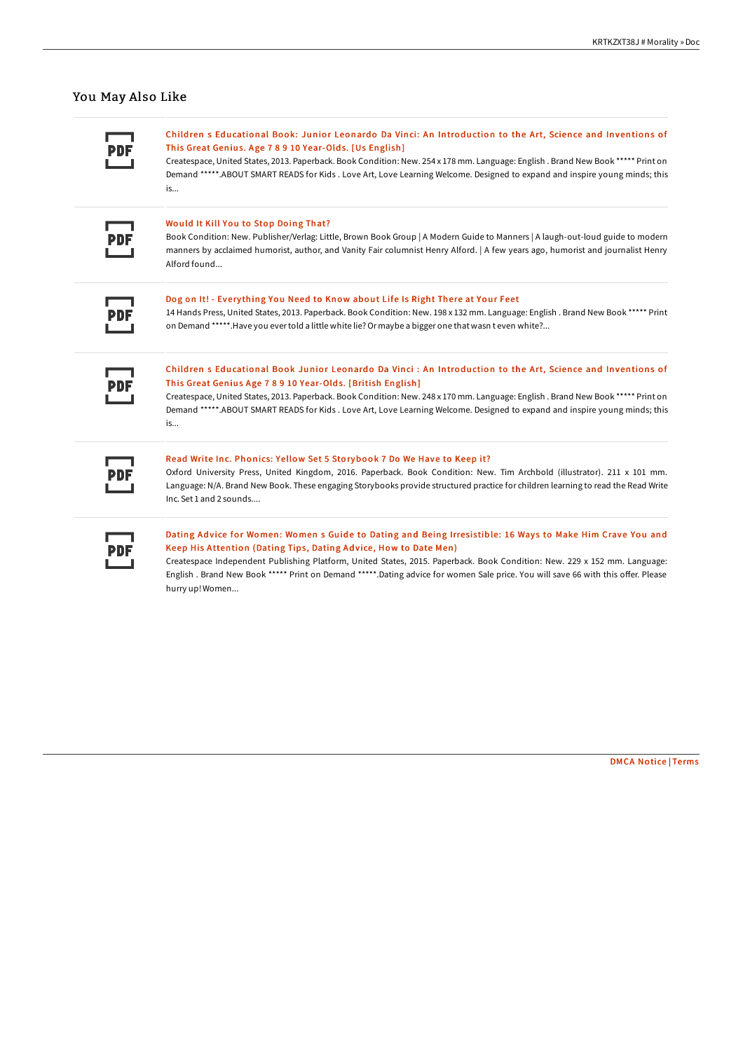## You May Also Like

**Children s Educational Book: Junior Leonardo Da Vinci: An Introduction to the Art, Science and Inventions of This Great Genius. Age 7 8 9 10 Year-Olds. [Us English]**

Createspace, United States, 2013. Paperback. Book Condition: New. 254 x 178 mm. Language: English . Brand New Book ***** Print on Demand *****.ABOUT SMART READS for Kids . Love Art, Love Learning Welcome. Designed to expand and inspire young minds; this is...

**Would It Kill You to Stop Doing That?**

Book Condition: New. Publisher/Verlag: Little, Brown Book Group | A Modern Guide to Manners | A laugh-out-loud guide to modern manners by acclaimed humorist, author, and Vanity Fair columnist Henry Alford. | A few years ago, humorist and journalist Henry Alford found...

**Dog on It! - Everything You Need to Know about Life Is Right There at Your Feet**

14 Hands Press, United States, 2013. Paperback. Book Condition: New. 198 x 132 mm. Language: English . Brand New Book ***** Print on Demand *****.Have you ever told a little white lie? Or maybe a bigger one that wasn t even white?...

**Children s Educational Book Junior Leonardo Da Vinci : An Introduction to the Art, Science and Inventions of This Great Genius Age 7 8 9 10 Year-Olds. [British English]**

Createspace, United States, 2013. Paperback. Book Condition: New. 248 x 170 mm. Language: English . Brand New Book ***** Print on Demand *****.ABOUT SMART READS for Kids . Love Art, Love Learning Welcome. Designed to expand and inspire young minds; this is...

**Read Write Inc. Phonics: Yellow Set 5 Storybook 7 Do We Have to Keep it?**

Oxford University Press, United Kingdom, 2016. Paperback. Book Condition: New. Tim Archbold (illustrator). 211 x 101 mm. Language: N/A. Brand New Book. These engaging Storybooks provide structured practice for children learning to read the Read Write Inc. Set 1 and 2 sounds....

**Dating Advice for Women: Women s Guide to Dating and Being Irresistible: 16 Ways to Make Him Crave You and Keep His Attention (Dating Tips, Dating Advice, How to Date Men)**

Createspace Independent Publishing Platform, United States, 2015. Paperback. Book Condition: New. 229 x 152 mm. Language: English . Brand New Book ***** Print on Demand *****.Dating advice for women Sale price. You will save 66 with this offer. Please hurry up! Women...